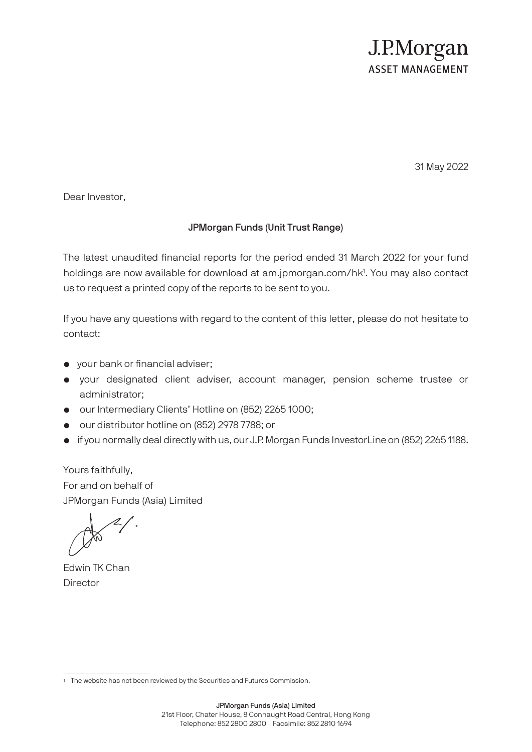J.P.Morgan
ASSET MANAGEMENT

31 May 2022

Dear Investor,

**JPMorgan Funds (Unit Trust Range)**

The latest unaudited financial reports for the period ended 31 March 2022 for your fund holdings are now available for download at am.jpmorgan.com/hk[1]. You may also contact us to request a printed copy of the reports to be sent to you.

If you have any questions with regard to the content of this letter, please do not hesitate to contact:

- your bank or financial adviser;
- your designated client adviser, account manager, pension scheme trustee or administrator;
- our Intermediary Clients' Hotline on (852) 2265 1000;
- our distributor hotline on (852) 2978 7788; or
- if you normally deal directly with us, our J.P. Morgan Funds InvestorLine on (852) 2265 1188.

Yours faithfully,
For and on behalf of
JPMorgan Funds (Asia) Limited

Edwin TK Chan
Director

[1] The website has not been reviewed by the Securities and Futures Commission.

**JPMorgan Funds (Asia) Limited**
21st Floor, Chater House, 8 Connaught Road Central, Hong Kong
Telephone: 852 2800 2800 Facsimile: 852 2810 1694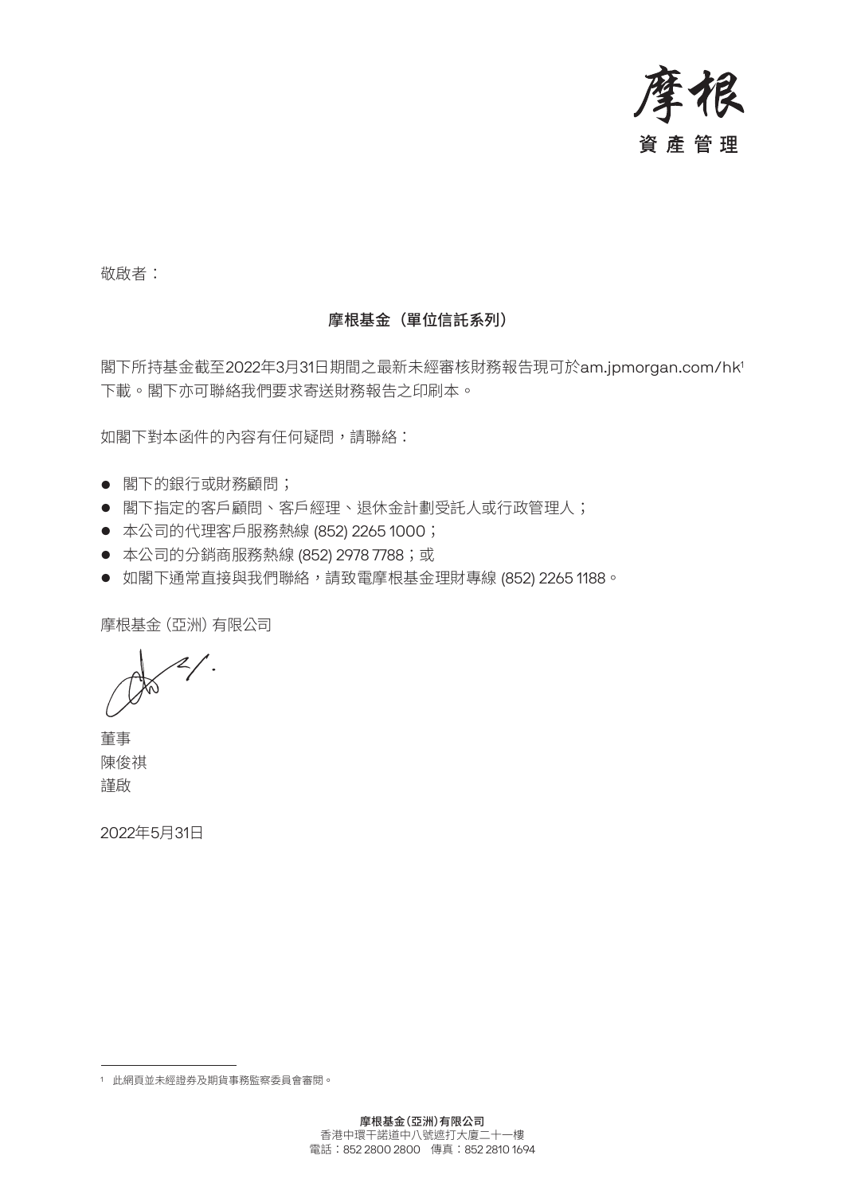摩根
資產管理

敬啟者：

**摩根基金（單位信託系列）**

閣下所持基金截至2022年3月31日期間之最新未經審核財務報告現可於am.jpmorgan.com/hk[1]下載。閣下亦可聯絡我們要求寄送財務報告之印刷本。

如閣下對本函件的內容有任何疑問，請聯絡：

- 閣下的銀行或財務顧問；
- 閣下指定的客戶顧問、客戶經理、退休金計劃受託人或行政管理人；
- 本公司的代理客戶服務熱線 (852) 2265 1000；
- 本公司的分銷商服務熱線 (852) 2978 7788；或
- 如閣下通常直接與我們聯絡，請致電摩根基金理財專線 (852) 2265 1188。

摩根基金（亞洲）有限公司

董事
陳俊祺
謹啟

2022年5月31日

[1] 此網頁並未經證券及期貨事務監察委員會審閱。

**摩根基金（亞洲）有限公司**
香港中環干諾道中八號遮打大廈二十一樓
電話：852 2800 2800　傳真：852 2810 1694